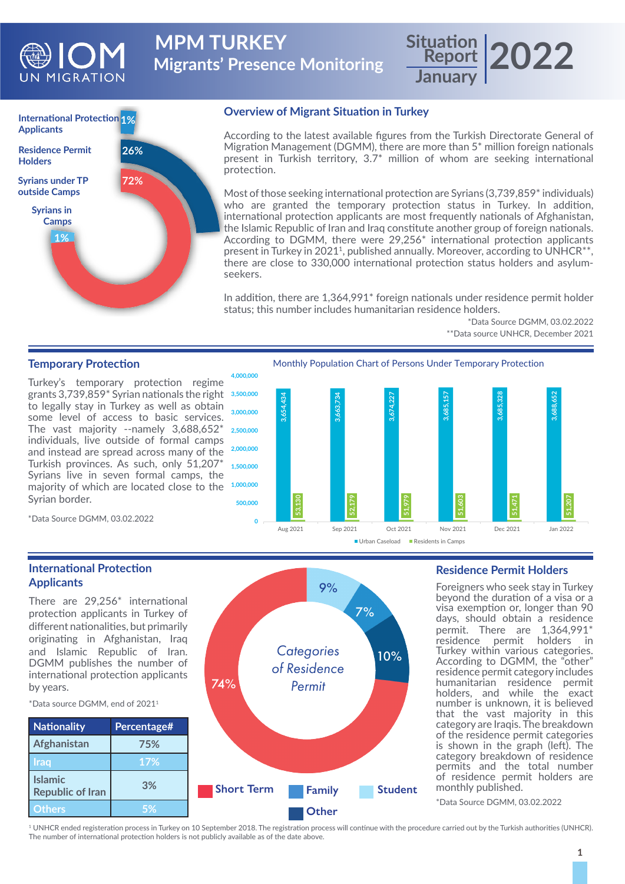# MPM TURKEY
## Migrants' Presence Monitoring

Situation Report January 2022

International Protection Applicants 1%
Residence Permit Holders 26%
Syrians under TP outside Camps 72%
Syrians in Camps 1%

## Overview of Migrant Situation in Turkey

According to the latest available figures from the Turkish Directorate General of Migration Management (DGMM), there are more than 5* million foreign nationals present in Turkish territory, 3.7* million of whom are seeking international protection.

Most of those seeking international protection are Syrians (3,739,859* individuals) who are granted the temporary protection status in Turkey. In addition, international protection applicants are most frequently nationals of Afghanistan, the Islamic Republic of Iran and Iraq constitute another group of foreign nationals. According to DGMM, there were 29,256* international protection applicants present in Turkey in 2021[1], published annually. Moreover, according to UNHCR**, there are close to 330,000 international protection status holders and asylum-seekers.

In addition, there are 1,364,991* foreign nationals under residence permit holder status; this number includes humanitarian residence holders.

*Data Source DGMM, 03.02.2022
**Data source UNHCR, December 2021

## Temporary Protection

Turkey's temporary protection regime grants 3,739,859* Syrian nationals the right to legally stay in Turkey as well as obtain some level of access to basic services. The vast majority --namely 3,688,652* individuals, live outside of formal camps and instead are spread across many of the Turkish provinces. As such, only 51,207* Syrians live in seven formal camps, the majority of which are located close to the Syrian border.

*Data Source DGMM, 03.02.2022

Monthly Population Chart of Persons Under Temporary Protection

| Month | Urban Caseload | Residents in Camps |
|---|---|---|
| Aug 2021 | 3,654,434 | 53,130 |
| Sep 2021 | 3,663,734 | 52,179 |
| Oct 2021 | 3,674,227 | 51,979 |
| Nov 2021 | 3,685,157 | 51,603 |
| Dec 2021 | 3,685,328 | 51,471 |
| Jan 2022 | 3,688,652 | 51,207 |

## International Protection Applicants

There are 29,256* international protection applicants in Turkey of different nationalities, but primarily originating in Afghanistan, Iraq and Islamic Republic of Iran. DGMM publishes the number of international protection applicants by years.

*Data source DGMM, end of 2021[1]

| Nationality | Percentage# |
|---|---|
| Afghanistan | 75% |
| Iraq | 17% |
| Islamic Republic of Iran | 3% |
| Others | 5% |

*Categories of Residence Permit*

Short Term 74%, Family 7%, Student 9%, Other 10%

## Residence Permit Holders

Foreigners who seek stay in Turkey beyond the duration of a visa or a visa exemption or, longer than 90 days, should obtain a residence permit. There are 1,364,991* residence permit holders in Turkey within various categories. According to DGMM, the "other" residence permit category includes humanitarian residence permit holders, and while the exact number is unknown, it is believed that the vast majority in this category are Iraqis. The breakdown of the residence permit categories is shown in the graph (left). The category breakdown of residence permits and the total number of residence permit holders are monthly published.

*Data Source DGMM, 03.02.2022

[1] UNHCR ended registeration process in Turkey on 10 September 2018. The registration process will continue with the procedure carried out by the Turkish authorities (UNHCR). The number of international protection holders is not publicly available as of the date above.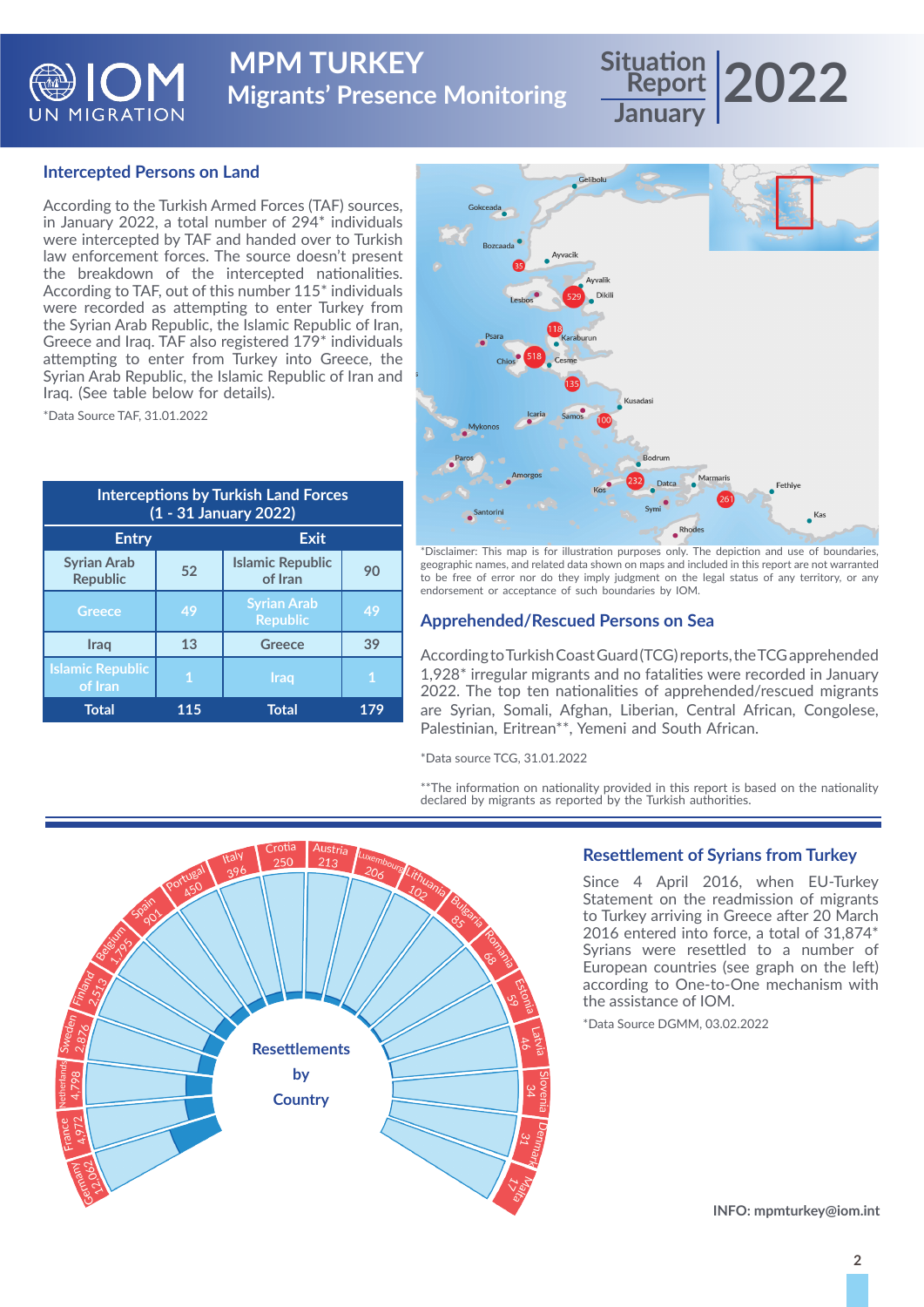# MPM TURKEY
## Migrants' Presence Monitoring

Situation Report January 2022

## Intercepted Persons on Land

According to the Turkish Armed Forces (TAF) sources, in January 2022, a total number of 294* individuals were intercepted by TAF and handed over to Turkish law enforcement forces. The source doesn't present the breakdown of the intercepted nationalities. According to TAF, out of this number 115* individuals were recorded as attempting to enter Turkey from the Syrian Arab Republic, the Islamic Republic of Iran, Greece and Iraq. TAF also registered 179* individuals attempting to enter from Turkey into Greece, the Syrian Arab Republic, the Islamic Republic of Iran and Iraq. (See table below for details).

*Data Source TAF, 31.01.2022

| Interceptions by Turkish Land Forces (1 - 31 January 2022) | | | |
|---|---|---|---|
| Entry | | Exit | |
| Syrian Arab Republic | 52 | Islamic Republic of Iran | 90 |
| Greece | 49 | Syrian Arab Republic | 49 |
| Iraq | 13 | Greece | 39 |
| Islamic Republic of Iran | 1 | Iraq | 1 |
| Total | 115 | Total | 179 |

Gelibolu
Gokceada
Bozcaada
Ayvacik
35
Ayvalik
Dikili
Lesbos
529
Psara
118
Karaburun
Chios
518
Cesme
135
Kusadasi
Icaria
Samos
100
Mykonos
Paros
Bodrum
Amorgos
232
Datca
Marmaris
Kos
Fethiye
261
Symi
Santorini
Kas
Rhodes

*Disclaimer: This map is for illustration purposes only. The depiction and use of boundaries, geographic names, and related data shown on maps and included in this report are not warranted to be free of error nor do they imply judgment on the legal status of any territory, or any endorsement or acceptance of such boundaries by IOM.

## Apprehended/Rescued Persons on Sea

According to Turkish Coast Guard (TCG) reports, the TCG apprehended 1,928* irregular migrants and no fatalities were recorded in January 2022. The top ten nationalities of apprehended/rescued migrants are Syrian, Somali, Afghan, Liberian, Central African, Congolese, Palestinian, Eritrean**, Yemeni and South African.

*Data source TCG, 31.01.2022

**The information on nationality provided in this report is based on the nationality declared by migrants as reported by the Turkish authorities.

Resettlements by Country

Germany 12,062
France 4,972
Netherlands 4,798
Sweden 2,876
Finland 2,513
Belgium 1,795
Spain 901
Portugal 450
Italy 396
Crotia 250
Austria 213
Luxembourg 206
Lithuania 102
Bulgaria 85
Romania 68
Estonia 59
Latvia 46
Slovenia 34
Denmark 31
Malta 17

## Resettlement of Syrians from Turkey

Since 4 April 2016, when EU-Turkey Statement on the readmission of migrants to Turkey arriving in Greece after 20 March 2016 entered into force, a total of 31,874* Syrians were resettled to a number of European countries (see graph on the left) according to One-to-One mechanism with the assistance of IOM.

*Data Source DGMM, 03.02.2022

**INFO: mpmturkey@iom.int**